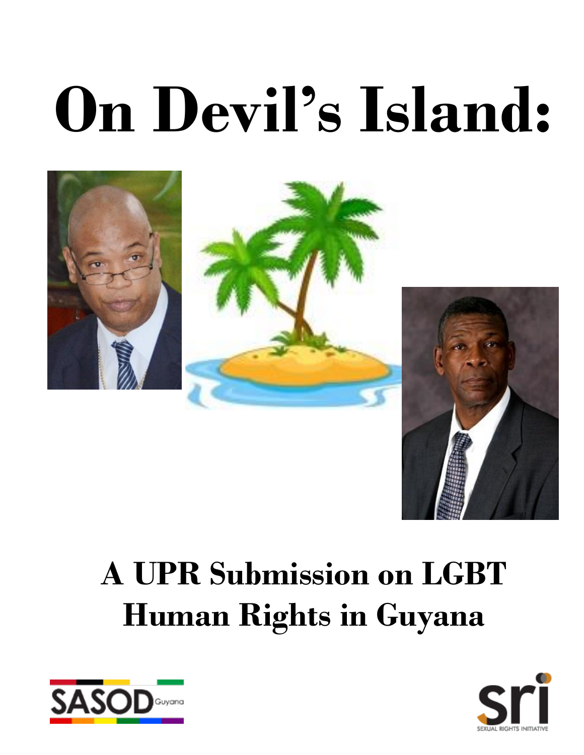# On Devil's Island:

## A UPR Submission on LGBT Human Rights in Guyana

SASOD Guyana

sri SEXUAL RIGHTS INITIATIVE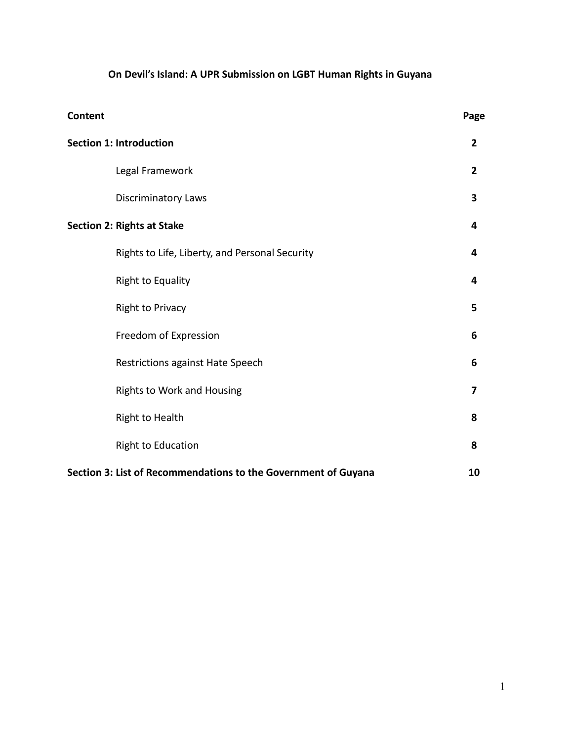# On Devil's Island: A UPR Submission on LGBT Human Rights in Guyana

| Content | Page |
|---|---|
| **Section 1: Introduction** | **2** |
| Legal Framework | **2** |
| Discriminatory Laws | **3** |
| **Section 2: Rights at Stake** | **4** |
| Rights to Life, Liberty, and Personal Security | **4** |
| Right to Equality | **4** |
| Right to Privacy | **5** |
| Freedom of Expression | **6** |
| Restrictions against Hate Speech | **6** |
| Rights to Work and Housing | **7** |
| Right to Health | **8** |
| Right to Education | **8** |
| **Section 3: List of Recommendations to the Government of Guyana** | **10** |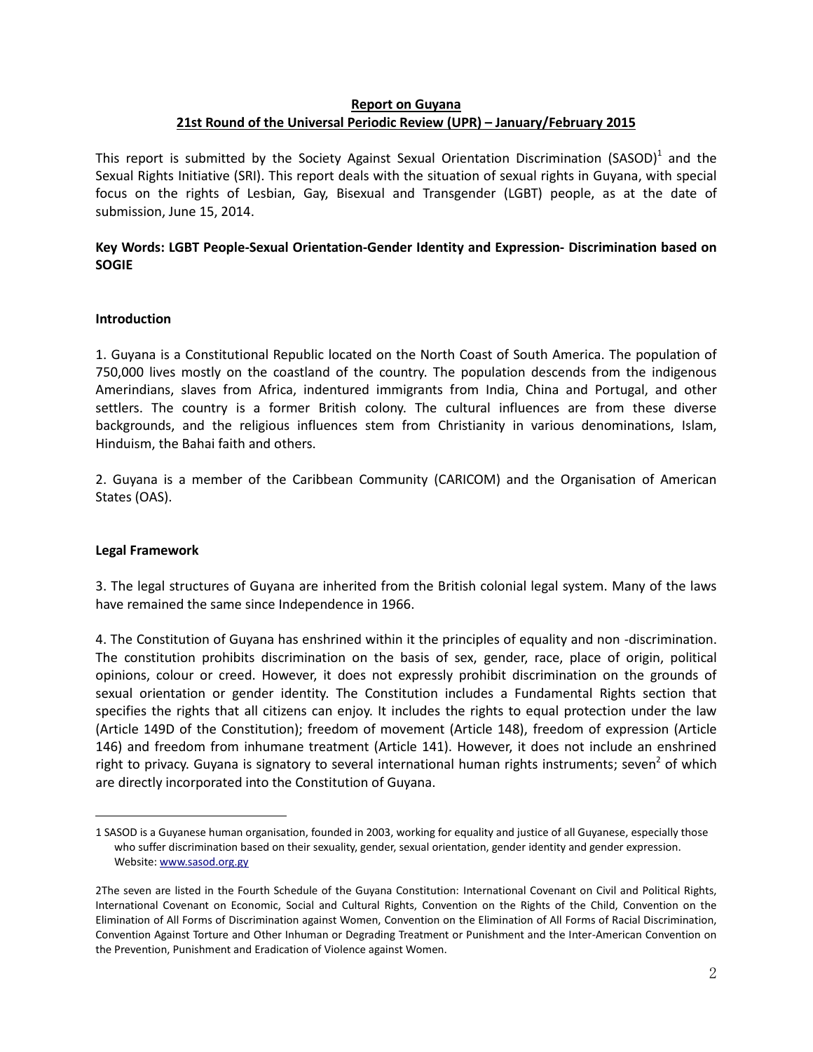**Report on Guyana**
**21st Round of the Universal Periodic Review (UPR) – January/February 2015**

This report is submitted by the Society Against Sexual Orientation Discrimination (SASOD)[1] and the Sexual Rights Initiative (SRI). This report deals with the situation of sexual rights in Guyana, with special focus on the rights of Lesbian, Gay, Bisexual and Transgender (LGBT) people, as at the date of submission, June 15, 2014.

**Key Words: LGBT People-Sexual Orientation-Gender Identity and Expression- Discrimination based on SOGIE**

## Introduction

1. Guyana is a Constitutional Republic located on the North Coast of South America. The population of 750,000 lives mostly on the coastland of the country. The population descends from the indigenous Amerindians, slaves from Africa, indentured immigrants from India, China and Portugal, and other settlers. The country is a former British colony. The cultural influences are from these diverse backgrounds, and the religious influences stem from Christianity in various denominations, Islam, Hinduism, the Bahai faith and others.

2. Guyana is a member of the Caribbean Community (CARICOM) and the Organisation of American States (OAS).

## Legal Framework

3. The legal structures of Guyana are inherited from the British colonial legal system. Many of the laws have remained the same since Independence in 1966.

4. The Constitution of Guyana has enshrined within it the principles of equality and non -discrimination. The constitution prohibits discrimination on the basis of sex, gender, race, place of origin, political opinions, colour or creed. However, it does not expressly prohibit discrimination on the grounds of sexual orientation or gender identity. The Constitution includes a Fundamental Rights section that specifies the rights that all citizens can enjoy. It includes the rights to equal protection under the law (Article 149D of the Constitution); freedom of movement (Article 148), freedom of expression (Article 146) and freedom from inhumane treatment (Article 141). However, it does not include an enshrined right to privacy. Guyana is signatory to several international human rights instruments; seven[2] of which are directly incorporated into the Constitution of Guyana.

---

1 SASOD is a Guyanese human organisation, founded in 2003, working for equality and justice of all Guyanese, especially those who suffer discrimination based on their sexuality, gender, sexual orientation, gender identity and gender expression. Website: www.sasod.org.gy

2The seven are listed in the Fourth Schedule of the Guyana Constitution: International Covenant on Civil and Political Rights, International Covenant on Economic, Social and Cultural Rights, Convention on the Rights of the Child, Convention on the Elimination of All Forms of Discrimination against Women, Convention on the Elimination of All Forms of Racial Discrimination, Convention Against Torture and Other Inhuman or Degrading Treatment or Punishment and the Inter-American Convention on the Prevention, Punishment and Eradication of Violence against Women.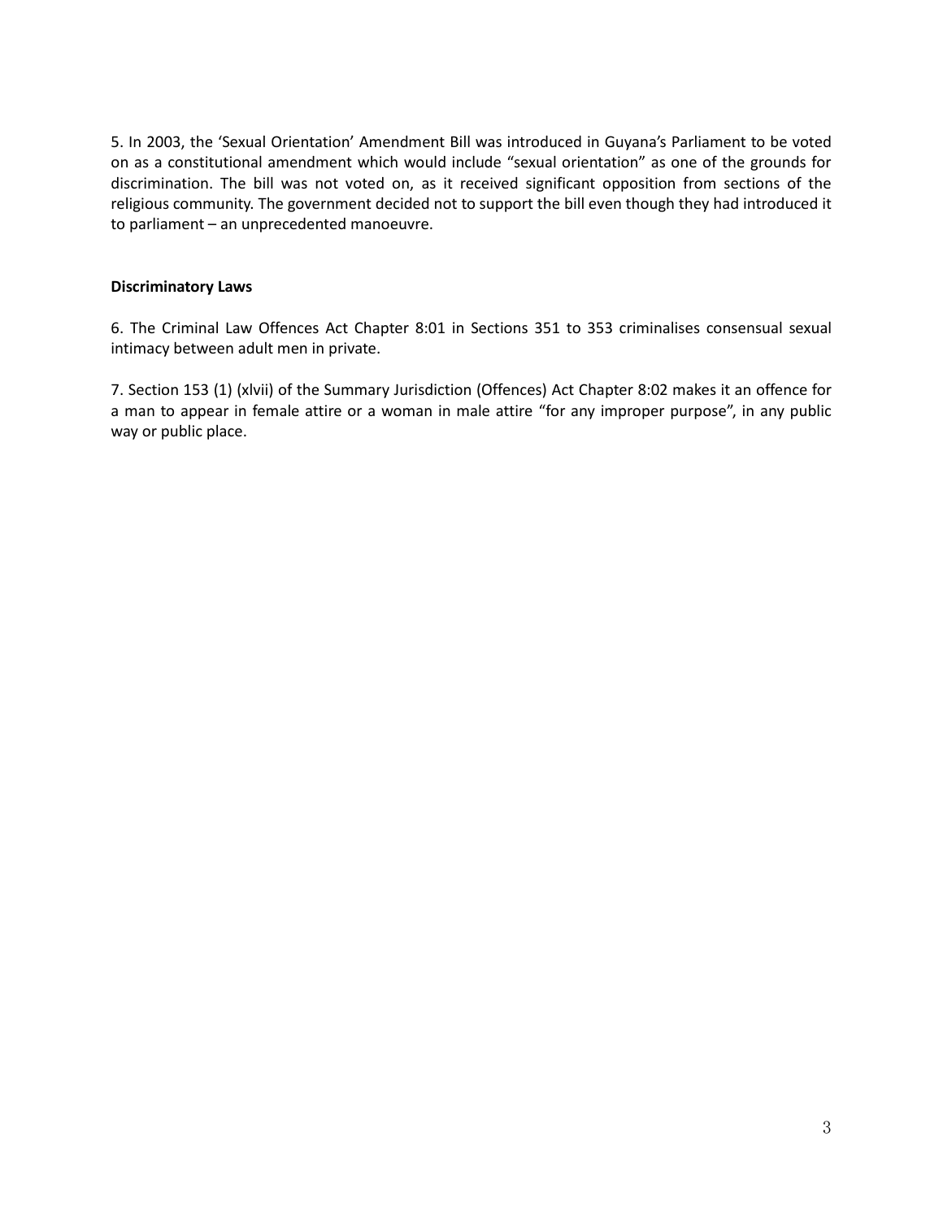5. In 2003, the 'Sexual Orientation' Amendment Bill was introduced in Guyana's Parliament to be voted on as a constitutional amendment which would include "sexual orientation" as one of the grounds for discrimination. The bill was not voted on, as it received significant opposition from sections of the religious community. The government decided not to support the bill even though they had introduced it to parliament – an unprecedented manoeuvre.

**Discriminatory Laws**

6. The Criminal Law Offences Act Chapter 8:01 in Sections 351 to 353 criminalises consensual sexual intimacy between adult men in private.

7. Section 153 (1) (xlvii) of the Summary Jurisdiction (Offences) Act Chapter 8:02 makes it an offence for a man to appear in female attire or a woman in male attire "for any improper purpose", in any public way or public place.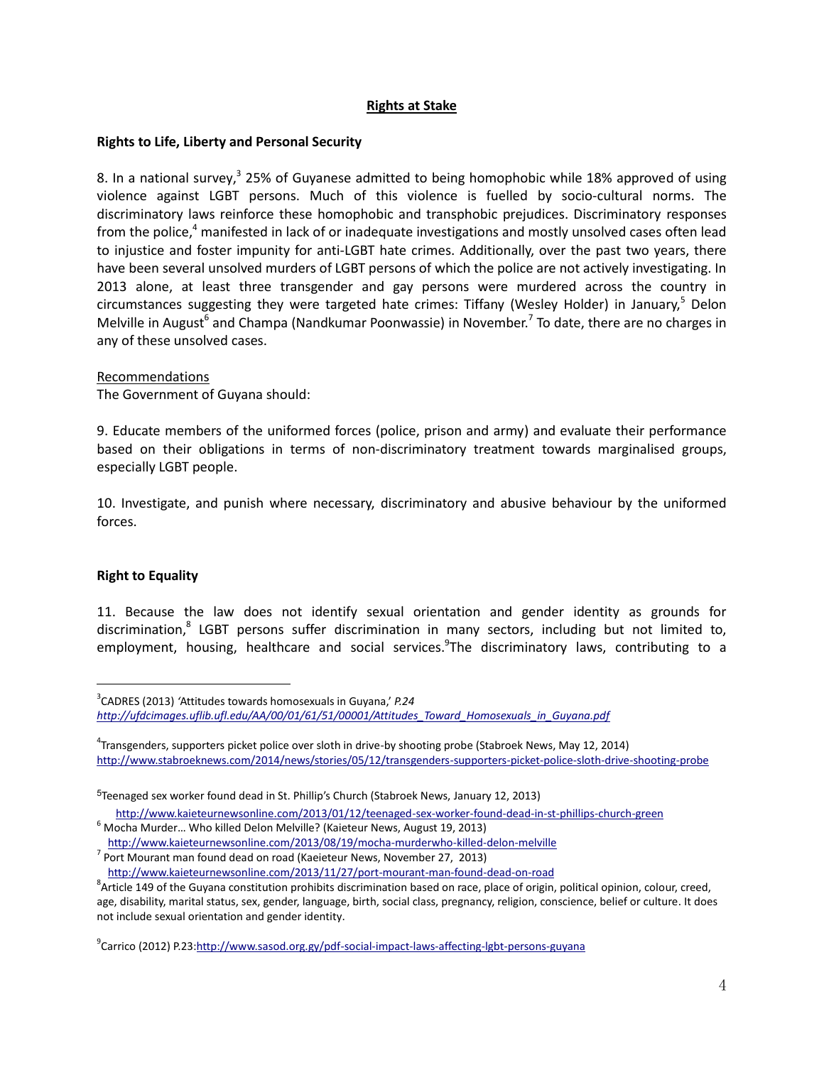## Rights at Stake

### Rights to Life, Liberty and Personal Security

8. In a national survey,[3] 25% of Guyanese admitted to being homophobic while 18% approved of using violence against LGBT persons. Much of this violence is fuelled by socio-cultural norms. The discriminatory laws reinforce these homophobic and transphobic prejudices. Discriminatory responses from the police,[4] manifested in lack of or inadequate investigations and mostly unsolved cases often lead to injustice and foster impunity for anti-LGBT hate crimes. Additionally, over the past two years, there have been several unsolved murders of LGBT persons of which the police are not actively investigating. In 2013 alone, at least three transgender and gay persons were murdered across the country in circumstances suggesting they were targeted hate crimes: Tiffany (Wesley Holder) in January,[5] Delon Melville in August[6] and Champa (Nandkumar Poonwassie) in November.[7] To date, there are no charges in any of these unsolved cases.

Recommendations

The Government of Guyana should:

9. Educate members of the uniformed forces (police, prison and army) and evaluate their performance based on their obligations in terms of non-discriminatory treatment towards marginalised groups, especially LGBT people.

10. Investigate, and punish where necessary, discriminatory and abusive behaviour by the uniformed forces.

### Right to Equality

11. Because the law does not identify sexual orientation and gender identity as grounds for discrimination,[8] LGBT persons suffer discrimination in many sectors, including but not limited to, employment, housing, healthcare and social services.[9]The discriminatory laws, contributing to a

---

[3]CADRES (2013) 'Attitudes towards homosexuals in Guyana,' *P.24* *http://ufdcimages.uflib.ufl.edu/AA/00/01/61/51/00001/Attitudes_Toward_Homosexuals_in_Guyana.pdf*

[4]Transgenders, supporters picket police over sloth in drive-by shooting probe (Stabroek News, May 12, 2014) http://www.stabroeknews.com/2014/news/stories/05/12/transgenders-supporters-picket-police-sloth-drive-shooting-probe

[5]Teenaged sex worker found dead in St. Phillip's Church (Stabroek News, January 12, 2013) http://www.kaieteurnewsonline.com/2013/01/12/teenaged-sex-worker-found-dead-in-st-phillips-church-green

[6] Mocha Murder… Who killed Delon Melville? (Kaieteur News, August 19, 2013) http://www.kaieteurnewsonline.com/2013/08/19/mocha-murderwho-killed-delon-melville

[7] Port Mourant man found dead on road (Kaeieteur News, November 27, 2013) http://www.kaieteurnewsonline.com/2013/11/27/port-mourant-man-found-dead-on-road

[8]Article 149 of the Guyana constitution prohibits discrimination based on race, place of origin, political opinion, colour, creed, age, disability, marital status, sex, gender, language, birth, social class, pregnancy, religion, conscience, belief or culture. It does not include sexual orientation and gender identity.

[9]Carrico (2012) P.23:http://www.sasod.org.gy/pdf-social-impact-laws-affecting-lgbt-persons-guyana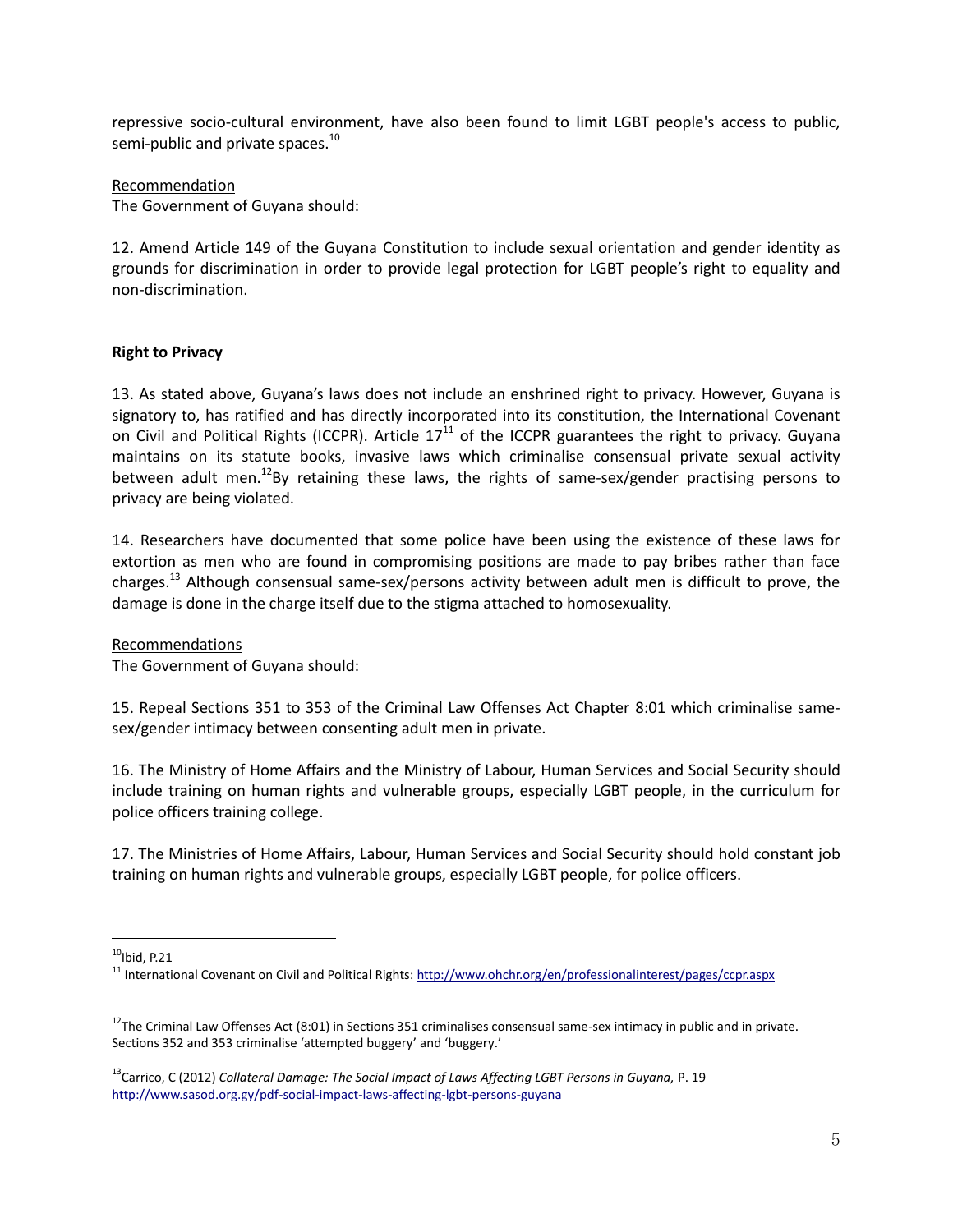repressive socio-cultural environment, have also been found to limit LGBT people's access to public, semi-public and private spaces.[10]

Recommendation

The Government of Guyana should:

12. Amend Article 149 of the Guyana Constitution to include sexual orientation and gender identity as grounds for discrimination in order to provide legal protection for LGBT people's right to equality and non-discrimination.

**Right to Privacy**

13. As stated above, Guyana's laws does not include an enshrined right to privacy. However, Guyana is signatory to, has ratified and has directly incorporated into its constitution, the International Covenant on Civil and Political Rights (ICCPR). Article 17[11] of the ICCPR guarantees the right to privacy. Guyana maintains on its statute books, invasive laws which criminalise consensual private sexual activity between adult men.[12]By retaining these laws, the rights of same-sex/gender practising persons to privacy are being violated.

14. Researchers have documented that some police have been using the existence of these laws for extortion as men who are found in compromising positions are made to pay bribes rather than face charges.[13] Although consensual same-sex/persons activity between adult men is difficult to prove, the damage is done in the charge itself due to the stigma attached to homosexuality.

Recommendations

The Government of Guyana should:

15. Repeal Sections 351 to 353 of the Criminal Law Offenses Act Chapter 8:01 which criminalise same-sex/gender intimacy between consenting adult men in private.

16. The Ministry of Home Affairs and the Ministry of Labour, Human Services and Social Security should include training on human rights and vulnerable groups, especially LGBT people, in the curriculum for police officers training college.

17. The Ministries of Home Affairs, Labour, Human Services and Social Security should hold constant job training on human rights and vulnerable groups, especially LGBT people, for police officers.

---

[10]Ibid, P.21

[11] International Covenant on Civil and Political Rights: http://www.ohchr.org/en/professionalinterest/pages/ccpr.aspx

[12]The Criminal Law Offenses Act (8:01) in Sections 351 criminalises consensual same-sex intimacy in public and in private. Sections 352 and 353 criminalise 'attempted buggery' and 'buggery.'

[13]Carrico, C (2012) *Collateral Damage: The Social Impact of Laws Affecting LGBT Persons in Guyana,* P. 19 http://www.sasod.org.gy/pdf-social-impact-laws-affecting-lgbt-persons-guyana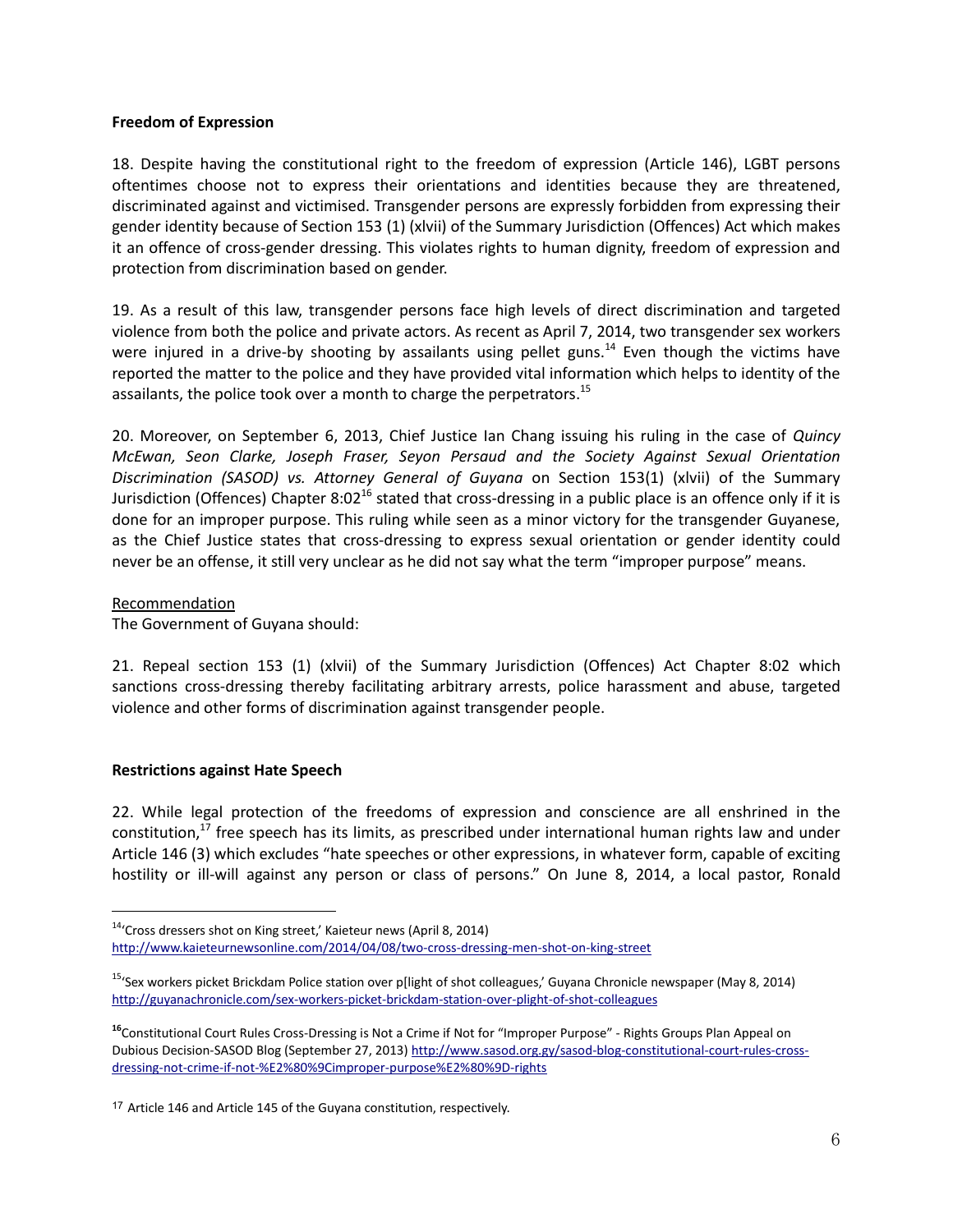**Freedom of Expression**

18. Despite having the constitutional right to the freedom of expression (Article 146), LGBT persons oftentimes choose not to express their orientations and identities because they are threatened, discriminated against and victimised. Transgender persons are expressly forbidden from expressing their gender identity because of Section 153 (1) (xlvii) of the Summary Jurisdiction (Offences) Act which makes it an offence of cross-gender dressing. This violates rights to human dignity, freedom of expression and protection from discrimination based on gender.

19. As a result of this law, transgender persons face high levels of direct discrimination and targeted violence from both the police and private actors. As recent as April 7, 2014, two transgender sex workers were injured in a drive-by shooting by assailants using pellet guns.[14] Even though the victims have reported the matter to the police and they have provided vital information which helps to identity of the assailants, the police took over a month to charge the perpetrators.[15]

20. Moreover, on September 6, 2013, Chief Justice Ian Chang issuing his ruling in the case of *Quincy McEwan, Seon Clarke, Joseph Fraser, Seyon Persaud and the Society Against Sexual Orientation Discrimination (SASOD) vs. Attorney General of Guyana* on Section 153(1) (xlvii) of the Summary Jurisdiction (Offences) Chapter 8:02[16] stated that cross-dressing in a public place is an offence only if it is done for an improper purpose. This ruling while seen as a minor victory for the transgender Guyanese, as the Chief Justice states that cross-dressing to express sexual orientation or gender identity could never be an offense, it still very unclear as he did not say what the term "improper purpose" means.

Recommendation

The Government of Guyana should:

21. Repeal section 153 (1) (xlvii) of the Summary Jurisdiction (Offences) Act Chapter 8:02 which sanctions cross-dressing thereby facilitating arbitrary arrests, police harassment and abuse, targeted violence and other forms of discrimination against transgender people.

**Restrictions against Hate Speech**

22. While legal protection of the freedoms of expression and conscience are all enshrined in the constitution,[17] free speech has its limits, as prescribed under international human rights law and under Article 146 (3) which excludes "hate speeches or other expressions, in whatever form, capable of exciting hostility or ill-will against any person or class of persons." On June 8, 2014, a local pastor, Ronald

---

[14] 'Cross dressers shot on King street,' Kaieteur news (April 8, 2014) http://www.kaieteurnewsonline.com/2014/04/08/two-cross-dressing-men-shot-on-king-street

[15] 'Sex workers picket Brickdam Police station over p[light of shot colleagues,' Guyana Chronicle newspaper (May 8, 2014) http://guyanachronicle.com/sex-workers-picket-brickdam-station-over-plight-of-shot-colleagues

[16] Constitutional Court Rules Cross-Dressing is Not a Crime if Not for "Improper Purpose" - Rights Groups Plan Appeal on Dubious Decision-SASOD Blog (September 27, 2013) http://www.sasod.org.gy/sasod-blog-constitutional-court-rules-cross-dressing-not-crime-if-not-%E2%80%9Cimproper-purpose%E2%80%9D-rights

[17] Article 146 and Article 145 of the Guyana constitution, respectively.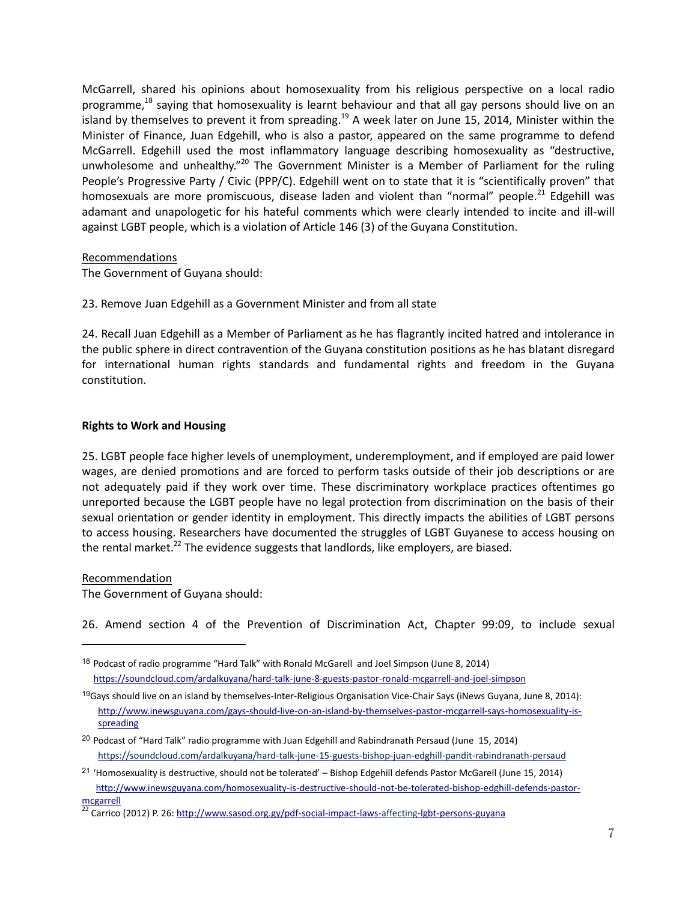McGarrell, shared his opinions about homosexuality from his religious perspective on a local radio programme,[18] saying that homosexuality is learnt behaviour and that all gay persons should live on an island by themselves to prevent it from spreading.[19] A week later on June 15, 2014, Minister within the Minister of Finance, Juan Edgehill, who is also a pastor, appeared on the same programme to defend McGarrell. Edgehill used the most inflammatory language describing homosexuality as "destructive, unwholesome and unhealthy."[20] The Government Minister is a Member of Parliament for the ruling People's Progressive Party / Civic (PPP/C). Edgehill went on to state that it is "scientifically proven" that homosexuals are more promiscuous, disease laden and violent than "normal" people.[21] Edgehill was adamant and unapologetic for his hateful comments which were clearly intended to incite and ill-will against LGBT people, which is a violation of Article 146 (3) of the Guyana Constitution.

<u>Recommendations</u>

The Government of Guyana should:

23. Remove Juan Edgehill as a Government Minister and from all state

24. Recall Juan Edgehill as a Member of Parliament as he has flagrantly incited hatred and intolerance in the public sphere in direct contravention of the Guyana constitution positions as he has blatant disregard for international human rights standards and fundamental rights and freedom in the Guyana constitution.

**Rights to Work and Housing**

25. LGBT people face higher levels of unemployment, underemployment, and if employed are paid lower wages, are denied promotions and are forced to perform tasks outside of their job descriptions or are not adequately paid if they work over time. These discriminatory workplace practices oftentimes go unreported because the LGBT people have no legal protection from discrimination on the basis of their sexual orientation or gender identity in employment. This directly impacts the abilities of LGBT persons to access housing. Researchers have documented the struggles of LGBT Guyanese to access housing on the rental market.[22] The evidence suggests that landlords, like employers, are biased.

<u>Recommendation</u>

The Government of Guyana should:

26. Amend section 4 of the Prevention of Discrimination Act, Chapter 99:09, to include sexual

---

[18] Podcast of radio programme "Hard Talk" with Ronald McGarell and Joel Simpson (June 8, 2014) https://soundcloud.com/ardalkuyana/hard-talk-june-8-guests-pastor-ronald-mcgarrell-and-joel-simpson

[19] Gays should live on an island by themselves-Inter-Religious Organisation Vice-Chair Says (iNews Guyana, June 8, 2014): http://www.inewsguyana.com/gays-should-live-on-an-island-by-themselves-pastor-mcgarrell-says-homosexuality-is-spreading

[20] Podcast of "Hard Talk" radio programme with Juan Edgehill and Rabindranath Persaud (June 15, 2014) https://soundcloud.com/ardalkuyana/hard-talk-june-15-guests-bishop-juan-edghill-pandit-rabindranath-persaud

[21] 'Homosexuality is destructive, should not be tolerated' – Bishop Edgehill defends Pastor McGarell (June 15, 2014) http://www.inewsguyana.com/homosexuality-is-destructive-should-not-be-tolerated-bishop-edghill-defends-pastor-mcgarrell

[22] Carrico (2012) P. 26: http://www.sasod.org.gy/pdf-social-impact-laws-affecting-lgbt-persons-guyana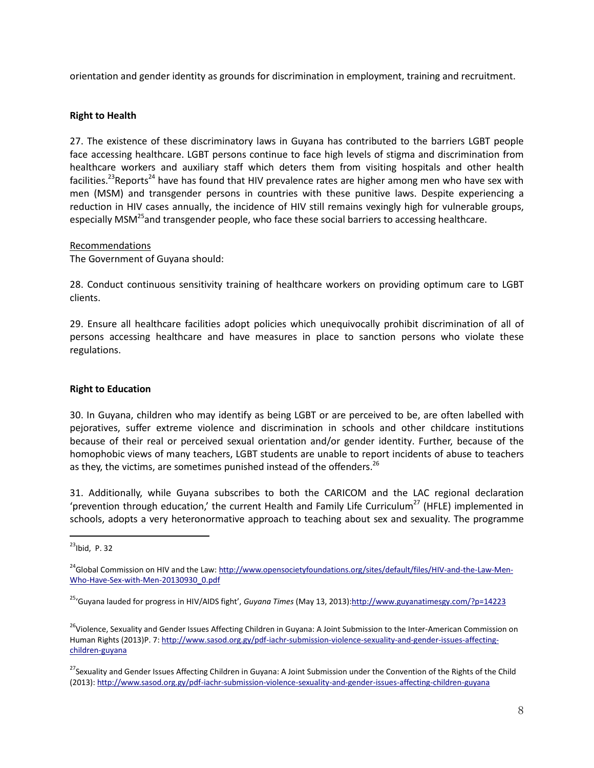orientation and gender identity as grounds for discrimination in employment, training and recruitment.

## Right to Health

27. The existence of these discriminatory laws in Guyana has contributed to the barriers LGBT people face accessing healthcare. LGBT persons continue to face high levels of stigma and discrimination from healthcare workers and auxiliary staff which deters them from visiting hospitals and other health facilities.[23]Reports[24] have has found that HIV prevalence rates are higher among men who have sex with men (MSM) and transgender persons in countries with these punitive laws. Despite experiencing a reduction in HIV cases annually, the incidence of HIV still remains vexingly high for vulnerable groups, especially MSM[25]and transgender people, who face these social barriers to accessing healthcare.

Recommendations

The Government of Guyana should:

28. Conduct continuous sensitivity training of healthcare workers on providing optimum care to LGBT clients.

29. Ensure all healthcare facilities adopt policies which unequivocally prohibit discrimination of all of persons accessing healthcare and have measures in place to sanction persons who violate these regulations.

## Right to Education

30. In Guyana, children who may identify as being LGBT or are perceived to be, are often labelled with pejoratives, suffer extreme violence and discrimination in schools and other childcare institutions because of their real or perceived sexual orientation and/or gender identity. Further, because of the homophobic views of many teachers, LGBT students are unable to report incidents of abuse to teachers as they, the victims, are sometimes punished instead of the offenders.[26]

31. Additionally, while Guyana subscribes to both the CARICOM and the LAC regional declaration 'prevention through education,' the current Health and Family Life Curriculum[27] (HFLE) implemented in schools, adopts a very heteronormative approach to teaching about sex and sexuality. The programme

---

[23]Ibid, P. 32

[24]Global Commission on HIV and the Law: http://www.opensocietyfoundations.org/sites/default/files/HIV-and-the-Law-Men-Who-Have-Sex-with-Men-20130930_0.pdf

[25]'Guyana lauded for progress in HIV/AIDS fight', *Guyana Times* (May 13, 2013):http://www.guyanatimesgy.com/?p=14223

[26]Violence, Sexuality and Gender Issues Affecting Children in Guyana: A Joint Submission to the Inter-American Commission on Human Rights (2013)P. 7: http://www.sasod.org.gy/pdf-iachr-submission-violence-sexuality-and-gender-issues-affecting-children-guyana

[27]Sexuality and Gender Issues Affecting Children in Guyana: A Joint Submission under the Convention of the Rights of the Child (2013): http://www.sasod.org.gy/pdf-iachr-submission-violence-sexuality-and-gender-issues-affecting-children-guyana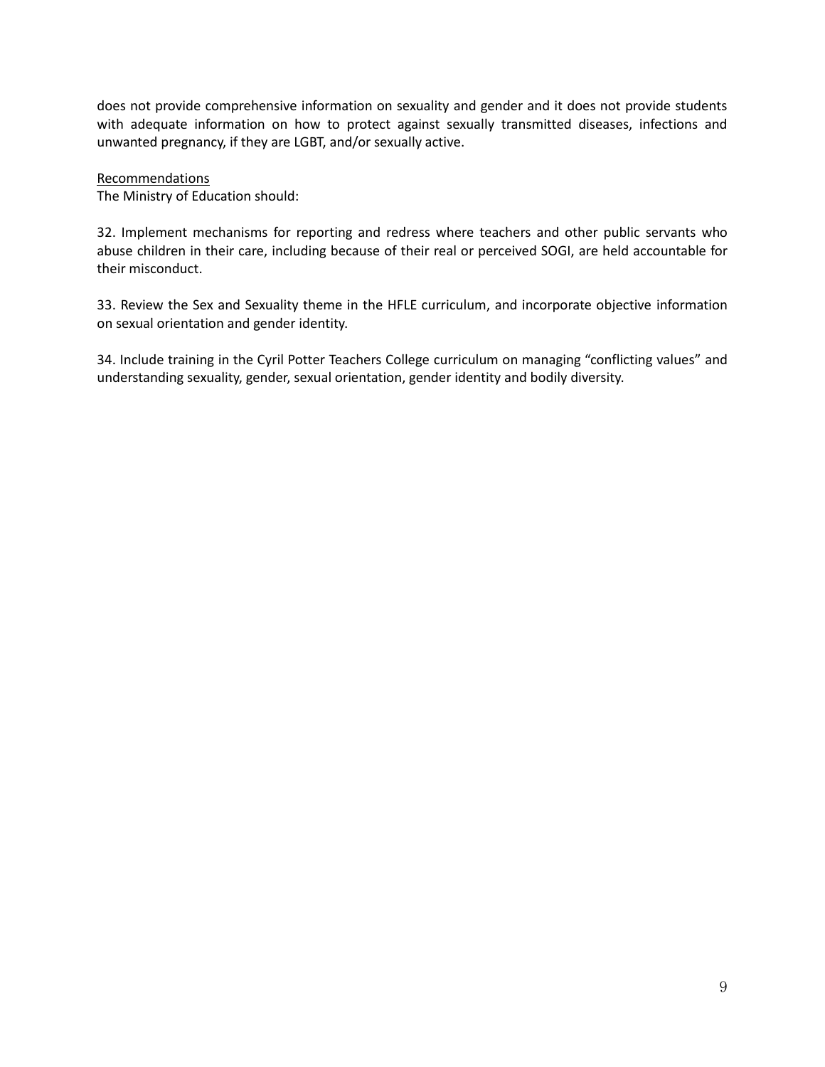does not provide comprehensive information on sexuality and gender and it does not provide students with adequate information on how to protect against sexually transmitted diseases, infections and unwanted pregnancy, if they are LGBT, and/or sexually active.

<u>Recommendations</u>

The Ministry of Education should:

32. Implement mechanisms for reporting and redress where teachers and other public servants who abuse children in their care, including because of their real or perceived SOGI, are held accountable for their misconduct.

33. Review the Sex and Sexuality theme in the HFLE curriculum, and incorporate objective information on sexual orientation and gender identity.

34. Include training in the Cyril Potter Teachers College curriculum on managing "conflicting values" and understanding sexuality, gender, sexual orientation, gender identity and bodily diversity.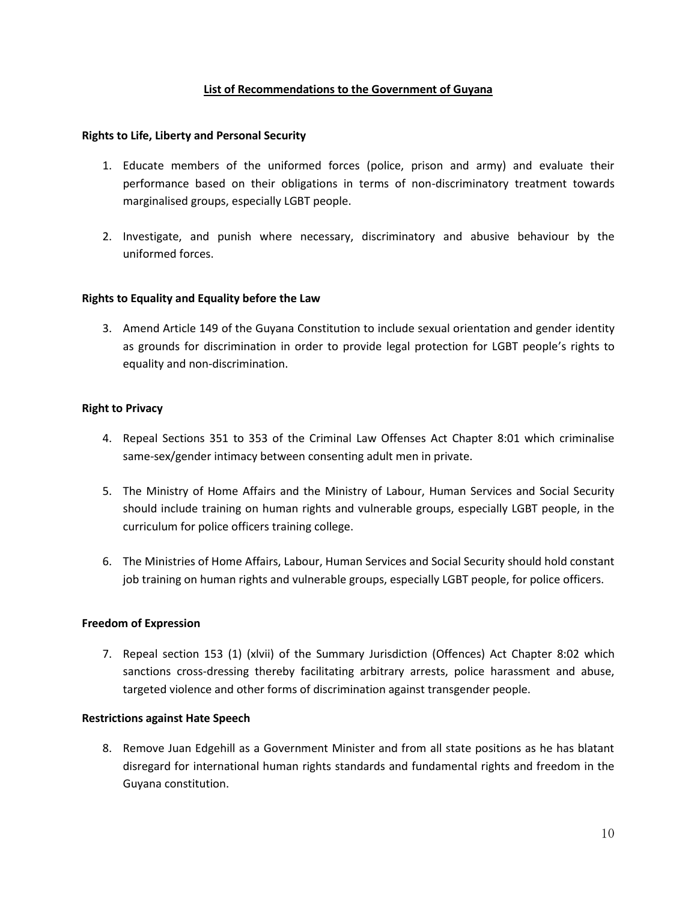## List of Recommendations to the Government of Guyana

**Rights to Life, Liberty and Personal Security**

1. Educate members of the uniformed forces (police, prison and army) and evaluate their performance based on their obligations in terms of non-discriminatory treatment towards marginalised groups, especially LGBT people.

2. Investigate, and punish where necessary, discriminatory and abusive behaviour by the uniformed forces.

**Rights to Equality and Equality before the Law**

3. Amend Article 149 of the Guyana Constitution to include sexual orientation and gender identity as grounds for discrimination in order to provide legal protection for LGBT people's rights to equality and non-discrimination.

**Right to Privacy**

4. Repeal Sections 351 to 353 of the Criminal Law Offenses Act Chapter 8:01 which criminalise same-sex/gender intimacy between consenting adult men in private.

5. The Ministry of Home Affairs and the Ministry of Labour, Human Services and Social Security should include training on human rights and vulnerable groups, especially LGBT people, in the curriculum for police officers training college.

6. The Ministries of Home Affairs, Labour, Human Services and Social Security should hold constant job training on human rights and vulnerable groups, especially LGBT people, for police officers.

**Freedom of Expression**

7. Repeal section 153 (1) (xlvii) of the Summary Jurisdiction (Offences) Act Chapter 8:02 which sanctions cross-dressing thereby facilitating arbitrary arrests, police harassment and abuse, targeted violence and other forms of discrimination against transgender people.

**Restrictions against Hate Speech**

8. Remove Juan Edgehill as a Government Minister and from all state positions as he has blatant disregard for international human rights standards and fundamental rights and freedom in the Guyana constitution.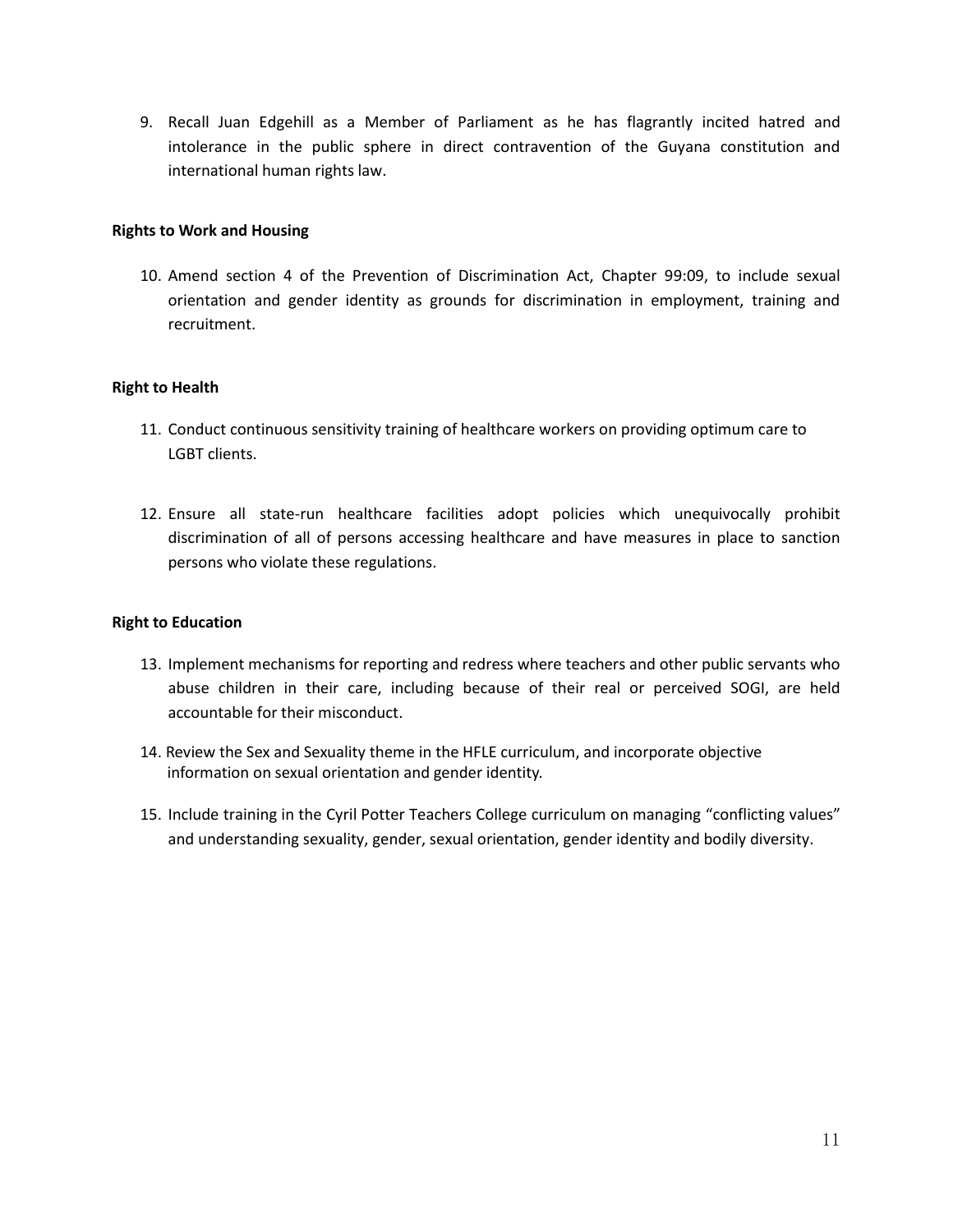9. Recall Juan Edgehill as a Member of Parliament as he has flagrantly incited hatred and intolerance in the public sphere in direct contravention of the Guyana constitution and international human rights law.

**Rights to Work and Housing**

10. Amend section 4 of the Prevention of Discrimination Act, Chapter 99:09, to include sexual orientation and gender identity as grounds for discrimination in employment, training and recruitment.

**Right to Health**

11. Conduct continuous sensitivity training of healthcare workers on providing optimum care to LGBT clients.

12. Ensure all state-run healthcare facilities adopt policies which unequivocally prohibit discrimination of all of persons accessing healthcare and have measures in place to sanction persons who violate these regulations.

**Right to Education**

13. Implement mechanisms for reporting and redress where teachers and other public servants who abuse children in their care, including because of their real or perceived SOGI, are held accountable for their misconduct.
14. Review the Sex and Sexuality theme in the HFLE curriculum, and incorporate objective information on sexual orientation and gender identity.
15. Include training in the Cyril Potter Teachers College curriculum on managing "conflicting values" and understanding sexuality, gender, sexual orientation, gender identity and bodily diversity.